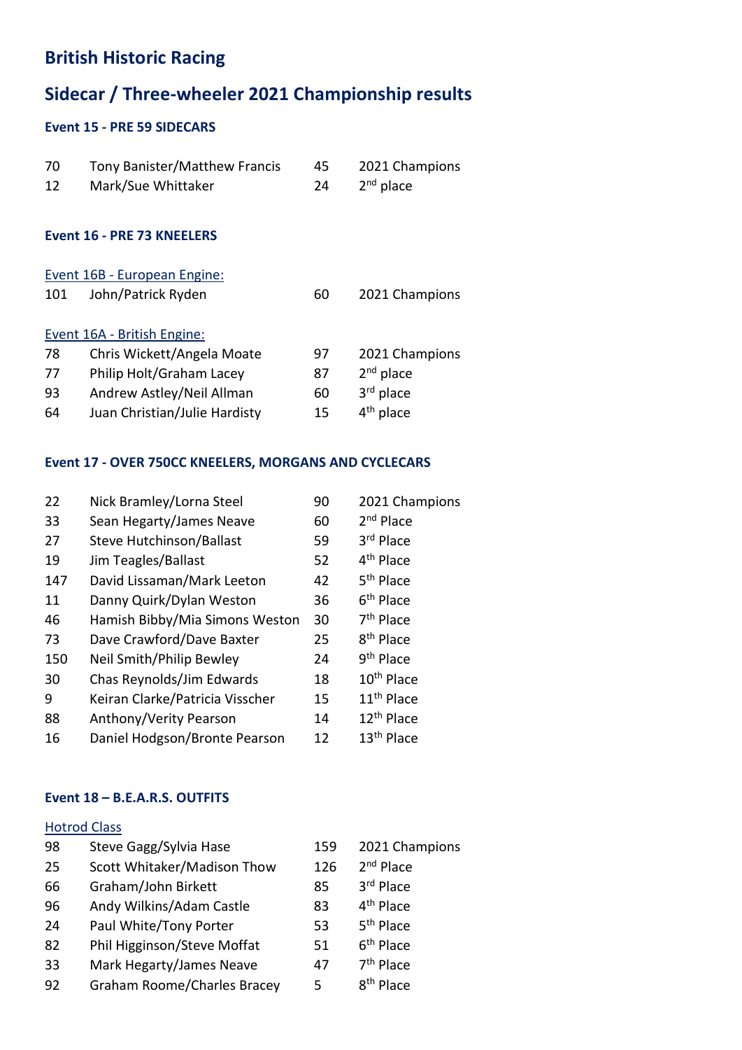# British Historic Racing

## Sidecar / Three-wheeler 2021 Championship results

### Event 15 - PRE 59 SIDECARS

| | | | |
|---|---|---|---|
| 70 | Tony Banister/Matthew Francis | 45 | 2021 Champions |
| 12 | Mark/Sue Whittaker | 24 | 2nd place |

### Event 16 - PRE 73 KNEELERS

Event 16B - European Engine:

| | | | |
|---|---|---|---|
| 101 | John/Patrick Ryden | 60 | 2021 Champions |

Event 16A - British Engine:

| | | | |
|---|---|---|---|
| 78 | Chris Wickett/Angela Moate | 97 | 2021 Champions |
| 77 | Philip Holt/Graham Lacey | 87 | 2nd place |
| 93 | Andrew Astley/Neil Allman | 60 | 3rd place |
| 64 | Juan Christian/Julie Hardisty | 15 | 4th place |

### Event 17 - OVER 750CC KNEELERS, MORGANS AND CYCLECARS

| | | | |
|---|---|---|---|
| 22 | Nick Bramley/Lorna Steel | 90 | 2021 Champions |
| 33 | Sean Hegarty/James Neave | 60 | 2nd Place |
| 27 | Steve Hutchinson/Ballast | 59 | 3rd Place |
| 19 | Jim Teagles/Ballast | 52 | 4th Place |
| 147 | David Lissaman/Mark Leeton | 42 | 5th Place |
| 11 | Danny Quirk/Dylan Weston | 36 | 6th Place |
| 46 | Hamish Bibby/Mia Simons Weston | 30 | 7th Place |
| 73 | Dave Crawford/Dave Baxter | 25 | 8th Place |
| 150 | Neil Smith/Philip Bewley | 24 | 9th Place |
| 30 | Chas Reynolds/Jim Edwards | 18 | 10th Place |
| 9 | Keiran Clarke/Patricia Visscher | 15 | 11th Place |
| 88 | Anthony/Verity Pearson | 14 | 12th Place |
| 16 | Daniel Hodgson/Bronte Pearson | 12 | 13th Place |

### Event 18 – B.E.A.R.S. OUTFITS

Hotrod Class

| | | | |
|---|---|---|---|
| 98 | Steve Gagg/Sylvia Hase | 159 | 2021 Champions |
| 25 | Scott Whitaker/Madison Thow | 126 | 2nd Place |
| 66 | Graham/John Birkett | 85 | 3rd Place |
| 96 | Andy Wilkins/Adam Castle | 83 | 4th Place |
| 24 | Paul White/Tony Porter | 53 | 5th Place |
| 82 | Phil Higginson/Steve Moffat | 51 | 6th Place |
| 33 | Mark Hegarty/James Neave | 47 | 7th Place |
| 92 | Graham Roome/Charles Bracey | 5 | 8th Place |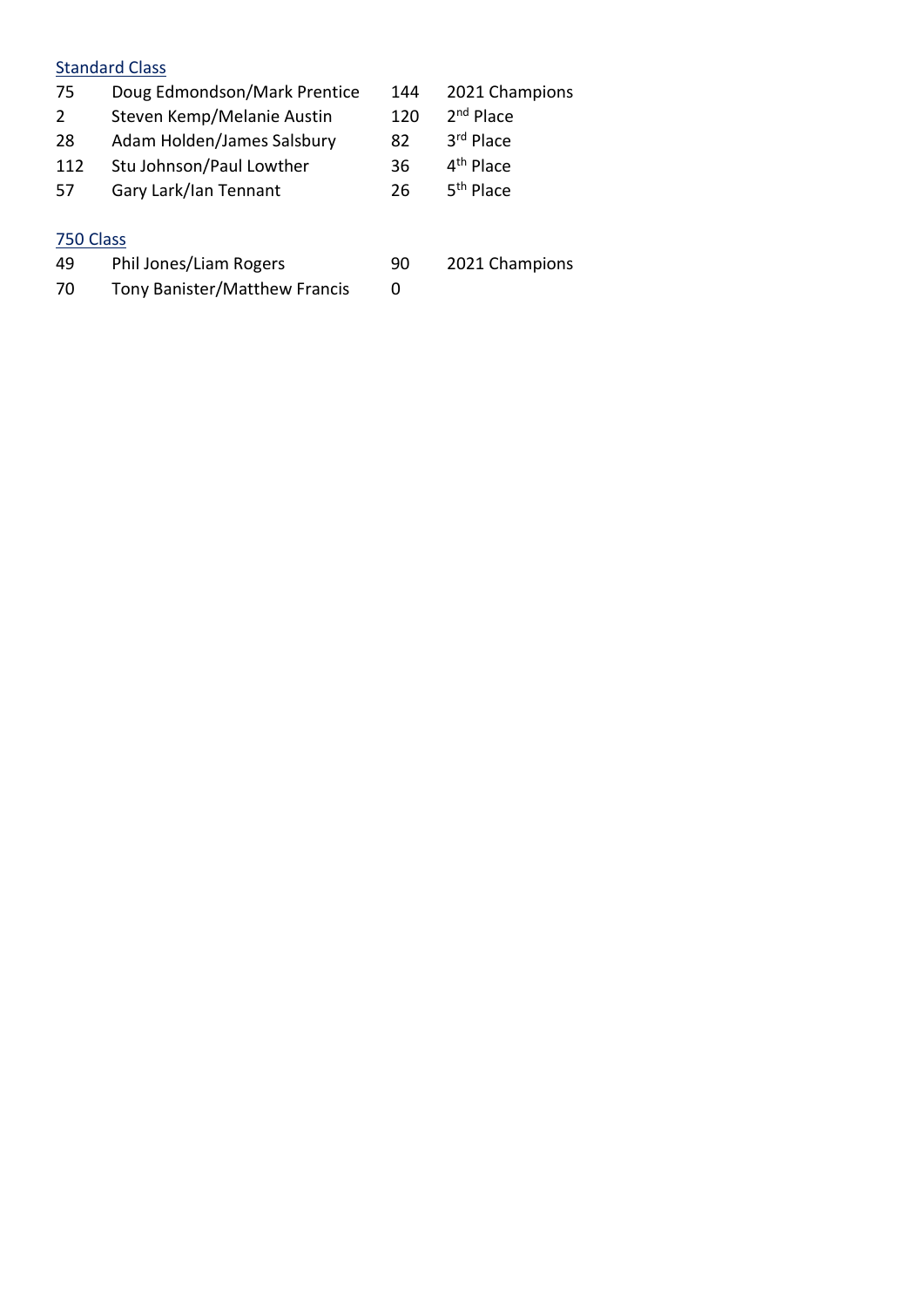Standard Class

| | | | |
|---|---|---|---|
| 75 | Doug Edmondson/Mark Prentice | 144 | 2021 Champions |
| 2 | Steven Kemp/Melanie Austin | 120 | 2nd Place |
| 28 | Adam Holden/James Salsbury | 82 | 3rd Place |
| 112 | Stu Johnson/Paul Lowther | 36 | 4th Place |
| 57 | Gary Lark/Ian Tennant | 26 | 5th Place |

750 Class

| | | | |
|---|---|---|---|
| 49 | Phil Jones/Liam Rogers | 90 | 2021 Champions |
| 70 | Tony Banister/Matthew Francis | 0 | |